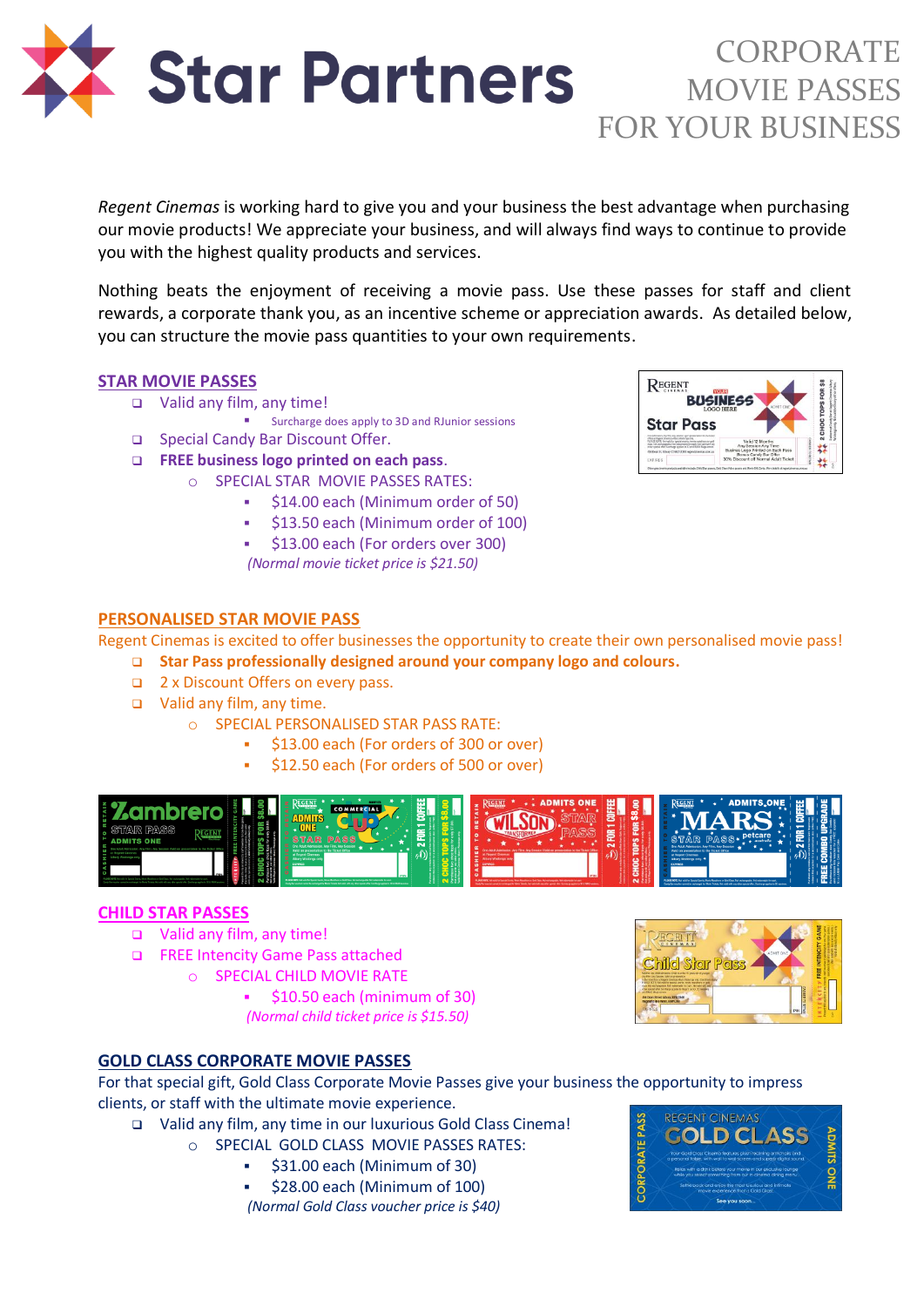# Star Partners

## CORPORATE MOVIE PASSES FOR YOUR BUSINESS

*Regent Cinemas* is working hard to give you and your business the best advantage when purchasing our movie products! We appreciate your business, and will always find ways to continue to provide you with the highest quality products and services.

Nothing beats the enjoyment of receiving a movie pass. Use these passes for staff and client rewards, a corporate thank you, as an incentive scheme or appreciation awards. As detailed below, you can structure the movie pass quantities to your own requirements.

### STAR MOVIE PASSES

- Valid any film, any time!
  - Surcharge does apply to 3D and RJunior sessions
- Special Candy Bar Discount Offer.
- **FREE business logo printed on each pass.**
  - SPECIAL STAR MOVIE PASSES RATES:
    - $14.00 each (Minimum order of 50)
    - $13.50 each (Minimum order of 100)
    - $13.00 each (For orders over 300)

    *(Normal movie ticket price is $21.50)*

### PERSONALISED STAR MOVIE PASS

Regent Cinemas is excited to offer businesses the opportunity to create their own personalised movie pass!

- **Star Pass professionally designed around your company logo and colours.**
- 2 x Discount Offers on every pass.
- Valid any film, any time.
  - SPECIAL PERSONALISED STAR PASS RATE:
    - $13.00 each (For orders of 300 or over)
    - $12.50 each (For orders of 500 or over)

### CHILD STAR PASSES

- Valid any film, any time!
- FREE Intencity Game Pass attached
  - SPECIAL CHILD MOVIE RATE
    - $10.50 each (minimum of 30)

    *(Normal child ticket price is $15.50)*

### GOLD CLASS CORPORATE MOVIE PASSES

For that special gift, Gold Class Corporate Movie Passes give your business the opportunity to impress clients, or staff with the ultimate movie experience.

- Valid any film, any time in our luxurious Gold Class Cinema!
  - SPECIAL GOLD CLASS MOVIE PASSES RATES:
    - $31.00 each (Minimum of 30)
    - $28.00 each (Minimum of 100)

    *(Normal Gold Class voucher price is $40)*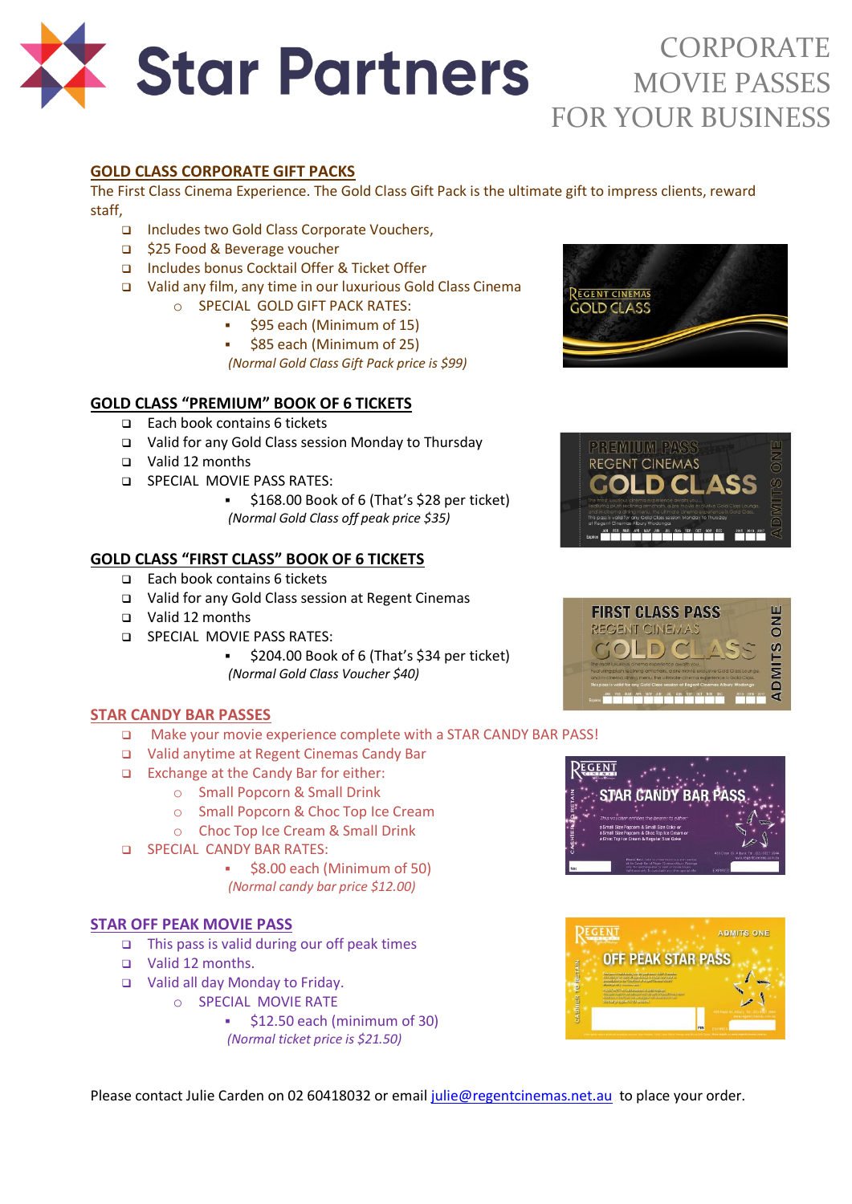# Star Partners

## CORPORATE MOVIE PASSES FOR YOUR BUSINESS

### GOLD CLASS CORPORATE GIFT PACKS

The First Class Cinema Experience. The Gold Class Gift Pack is the ultimate gift to impress clients, reward staff,

- Includes two Gold Class Corporate Vouchers,
- $25 Food & Beverage voucher
- Includes bonus Cocktail Offer & Ticket Offer
- Valid any film, any time in our luxurious Gold Class Cinema
  - SPECIAL GOLD GIFT PACK RATES:
    - $95 each (Minimum of 15)
    - $85 each (Minimum of 25)

    *(Normal Gold Class Gift Pack price is $99)*

### GOLD CLASS "PREMIUM" BOOK OF 6 TICKETS

- Each book contains 6 tickets
- Valid for any Gold Class session Monday to Thursday
- Valid 12 months
- SPECIAL MOVIE PASS RATES:
  - $168.00 Book of 6 (That's $28 per ticket)

  *(Normal Gold Class off peak price $35)*

### GOLD CLASS "FIRST CLASS" BOOK OF 6 TICKETS

- Each book contains 6 tickets
- Valid for any Gold Class session at Regent Cinemas
- Valid 12 months
- SPECIAL MOVIE PASS RATES:
  - $204.00 Book of 6 (That's $34 per ticket)

  *(Normal Gold Class Voucher $40)*

### STAR CANDY BAR PASSES

- Make your movie experience complete with a STAR CANDY BAR PASS!
- Valid anytime at Regent Cinemas Candy Bar
- Exchange at the Candy Bar for either:
  - Small Popcorn & Small Drink
  - Small Popcorn & Choc Top Ice Cream
  - Choc Top Ice Cream & Small Drink
- SPECIAL CANDY BAR RATES:
  - $8.00 each (Minimum of 50)

  *(Normal candy bar price $12.00)*

### STAR OFF PEAK MOVIE PASS

- This pass is valid during our off peak times
- Valid 12 months.
- Valid all day Monday to Friday.
  - SPECIAL MOVIE RATE
    - $12.50 each (minimum of 30)

    *(Normal ticket price is $21.50)*

Please contact Julie Carden on 02 60418032 or email julie@regentcinemas.net.au to place your order.